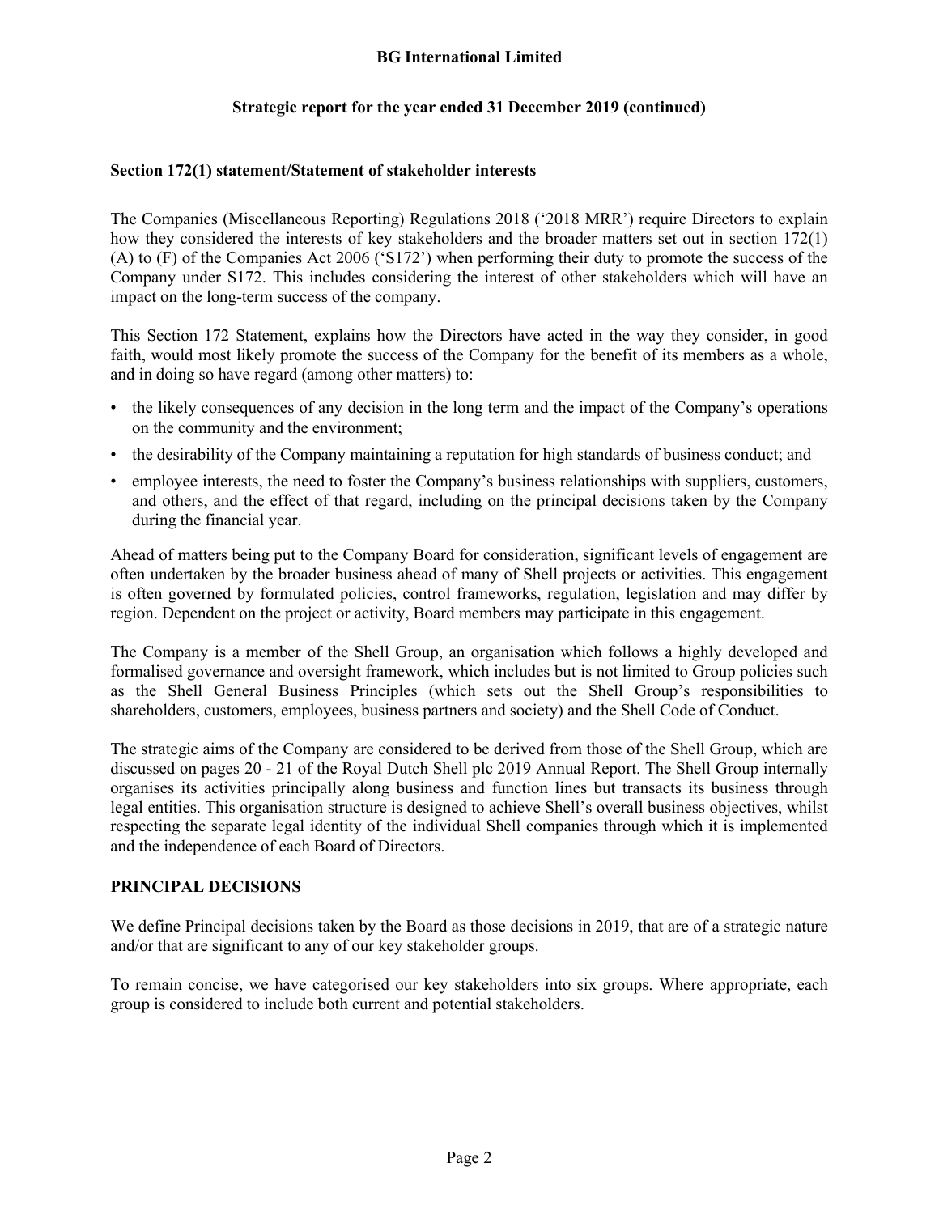# BG International Limited

## Strategic report for the year ended 31 December 2019 (continued)

### Section 172(1) statement/Statement of stakeholder interests

The Companies (Miscellaneous Reporting) Regulations 2018 ('2018 MRR') require Directors to explain how they considered the interests of key stakeholders and the broader matters set out in section 172(1) (A) to (F) of the Companies Act 2006 ('S172') when performing their duty to promote the success of the Company under S172. This includes considering the interest of other stakeholders which will have an impact on the long-term success of the company.

This Section 172 Statement, explains how the Directors have acted in the way they consider, in good faith, would most likely promote the success of the Company for the benefit of its members as a whole, and in doing so have regard (among other matters) to:

- the likely consequences of any decision in the long term and the impact of the Company's operations on the community and the environment;
- the desirability of the Company maintaining a reputation for high standards of business conduct; and
- employee interests, the need to foster the Company's business relationships with suppliers, customers, and others, and the effect of that regard, including on the principal decisions taken by the Company during the financial year.

Ahead of matters being put to the Company Board for consideration, significant levels of engagement are often undertaken by the broader business ahead of many of Shell projects or activities. This engagement is often governed by formulated policies, control frameworks, regulation, legislation and may differ by region. Dependent on the project or activity, Board members may participate in this engagement.

The Company is a member of the Shell Group, an organisation which follows a highly developed and formalised governance and oversight framework, which includes but is not limited to Group policies such as the Shell General Business Principles (which sets out the Shell Group's responsibilities to shareholders, customers, employees, business partners and society) and the Shell Code of Conduct.

The strategic aims of the Company are considered to be derived from those of the Shell Group, which are discussed on pages 20 - 21 of the Royal Dutch Shell plc 2019 Annual Report. The Shell Group internally organises its activities principally along business and function lines but transacts its business through legal entities. This organisation structure is designed to achieve Shell's overall business objectives, whilst respecting the separate legal identity of the individual Shell companies through which it is implemented and the independence of each Board of Directors.

### PRINCIPAL DECISIONS

We define Principal decisions taken by the Board as those decisions in 2019, that are of a strategic nature and/or that are significant to any of our key stakeholder groups.

To remain concise, we have categorised our key stakeholders into six groups. Where appropriate, each group is considered to include both current and potential stakeholders.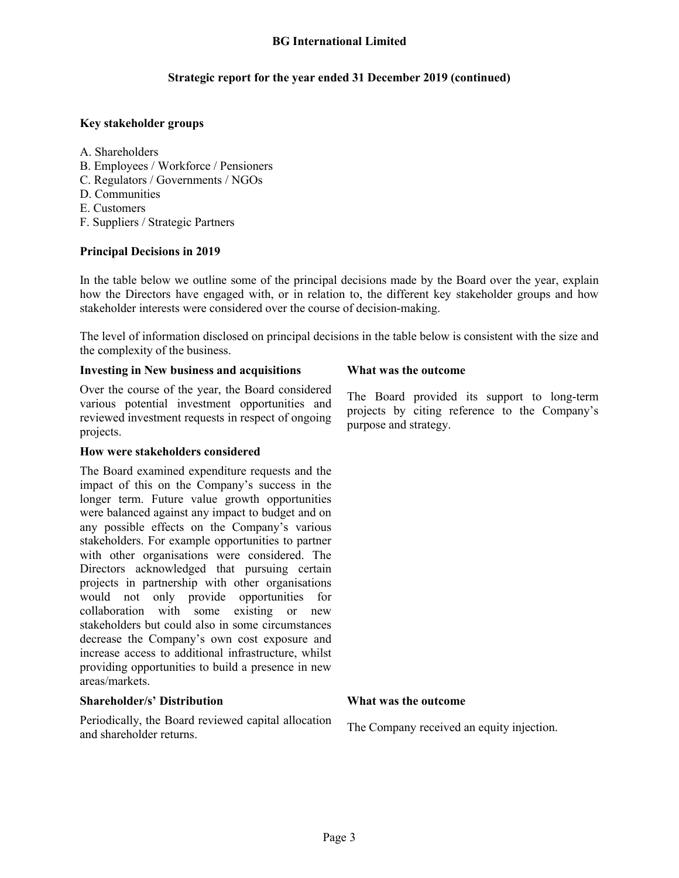## Key stakeholder groups

A. Shareholders
B. Employees / Workforce / Pensioners
C. Regulators / Governments / NGOs
D. Communities
E. Customers
F. Suppliers / Strategic Partners

## Principal Decisions in 2019

In the table below we outline some of the principal decisions made by the Board over the year, explain how the Directors have engaged with, or in relation to, the different key stakeholder groups and how stakeholder interests were considered over the course of decision-making.

The level of information disclosed on principal decisions in the table below is consistent with the size and the complexity of the business.

**Investing in New business and acquisitions**

Over the course of the year, the Board considered various potential investment opportunities and reviewed investment requests in respect of ongoing projects.

**What was the outcome**

The Board provided its support to long-term projects by citing reference to the Company's purpose and strategy.

**How were stakeholders considered**

The Board examined expenditure requests and the impact of this on the Company's success in the longer term. Future value growth opportunities were balanced against any impact to budget and on any possible effects on the Company's various stakeholders. For example opportunities to partner with other organisations were considered. The Directors acknowledged that pursuing certain projects in partnership with other organisations would not only provide opportunities for collaboration with some existing or new stakeholders but could also in some circumstances decrease the Company's own cost exposure and increase access to additional infrastructure, whilst providing opportunities to build a presence in new areas/markets.

**Shareholder/s' Distribution**

Periodically, the Board reviewed capital allocation and shareholder returns.

**What was the outcome**

The Company received an equity injection.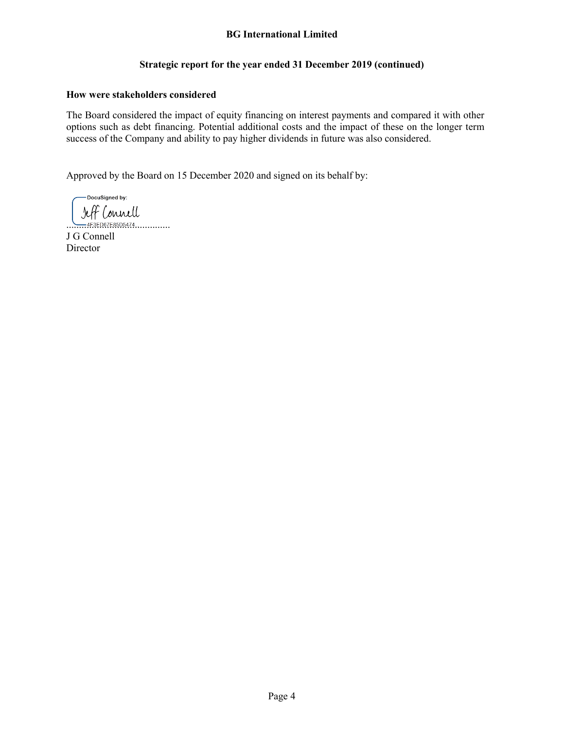**BG International Limited**

**Strategic report for the year ended 31 December 2019 (continued)**

### How were stakeholders considered

The Board considered the impact of equity financing on interest payments and compared it with other options such as debt financing. Potential additional costs and the impact of these on the longer term success of the Company and ability to pay higher dividends in future was also considered.

Approved by the Board on 15 December 2020 and signed on its behalf by:

DocuSigned by:
Jeff Connell
4F3ED67E85D5474

J G Connell
Director